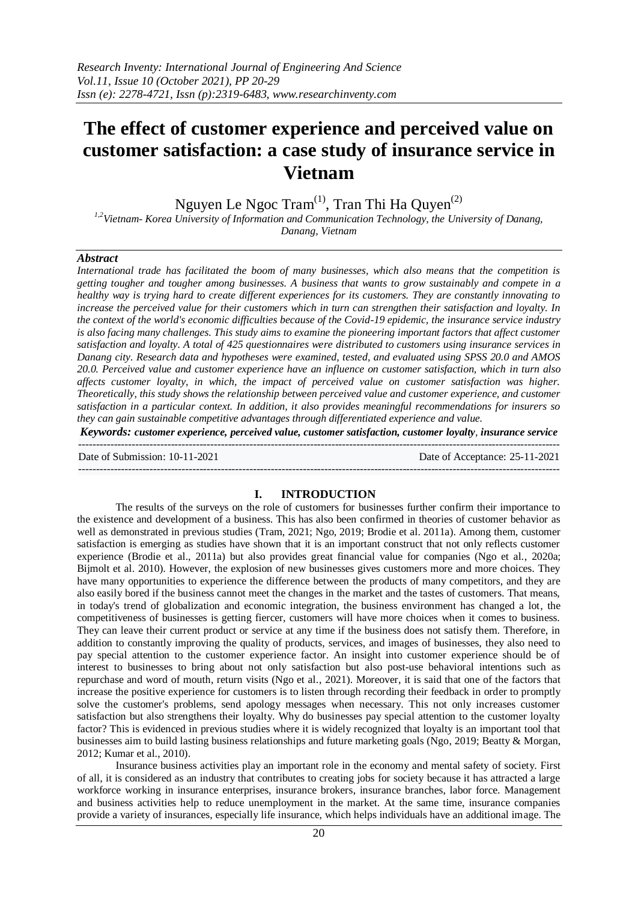# The effect of customer experience and perceived value on customer satisfaction: a case study of insurance service in Vietnam

Nguyen Le Ngoc Tram[(1)], Tran Thi Ha Quyen[(2)]

[1,2]*Vietnam- Korea University of Information and Communication Technology, the University of Danang, Danang, Vietnam*

### *Abstract*

*International trade has facilitated the boom of many businesses, which also means that the competition is getting tougher and tougher among businesses. A business that wants to grow sustainably and compete in a healthy way is trying hard to create different experiences for its customers. They are constantly innovating to increase the perceived value for their customers which in turn can strengthen their satisfaction and loyalty. In the context of the world's economic difficulties because of the Covid-19 epidemic, the insurance service industry is also facing many challenges. This study aims to examine the pioneering important factors that affect customer satisfaction and loyalty. A total of 425 questionnaires were distributed to customers using insurance services in Danang city. Research data and hypotheses were examined, tested, and evaluated using SPSS 20.0 and AMOS 20.0. Perceived value and customer experience have an influence on customer satisfaction, which in turn also affects customer loyalty, in which, the impact of perceived value on customer satisfaction was higher. Theoretically, this study shows the relationship between perceived value and customer experience, and customer satisfaction in a particular context. In addition, it also provides meaningful recommendations for insurers so they can gain sustainable competitive advantages through differentiated experience and value.*

***Keywords: customer experience, perceived value, customer satisfaction, customer loyalty, insurance service***

Date of Submission: 10-11-2021 — Date of Acceptance: 25-11-2021

## I. INTRODUCTION

The results of the surveys on the role of customers for businesses further confirm their importance to the existence and development of a business. This has also been confirmed in theories of customer behavior as well as demonstrated in previous studies (Tram, 2021; Ngo, 2019; Brodie et al. 2011a). Among them, customer satisfaction is emerging as studies have shown that it is an important construct that not only reflects customer experience (Brodie et al., 2011a) but also provides great financial value for companies (Ngo et al., 2020a; Bijmolt et al. 2010). However, the explosion of new businesses gives customers more and more choices. They have many opportunities to experience the difference between the products of many competitors, and they are also easily bored if the business cannot meet the changes in the market and the tastes of customers. That means, in today's trend of globalization and economic integration, the business environment has changed a lot, the competitiveness of businesses is getting fiercer, customers will have more choices when it comes to business. They can leave their current product or service at any time if the business does not satisfy them. Therefore, in addition to constantly improving the quality of products, services, and images of businesses, they also need to pay special attention to the customer experience factor. An insight into customer experience should be of interest to businesses to bring about not only satisfaction but also post-use behavioral intentions such as repurchase and word of mouth, return visits (Ngo et al., 2021). Moreover, it is said that one of the factors that increase the positive experience for customers is to listen through recording their feedback in order to promptly solve the customer's problems, send apology messages when necessary. This not only increases customer satisfaction but also strengthens their loyalty. Why do businesses pay special attention to the customer loyalty factor? This is evidenced in previous studies where it is widely recognized that loyalty is an important tool that businesses aim to build lasting business relationships and future marketing goals (Ngo, 2019; Beatty & Morgan, 2012; Kumar et al., 2010).

Insurance business activities play an important role in the economy and mental safety of society. First of all, it is considered as an industry that contributes to creating jobs for society because it has attracted a large workforce working in insurance enterprises, insurance brokers, insurance branches, labor force. Management and business activities help to reduce unemployment in the market. At the same time, insurance companies provide a variety of insurances, especially life insurance, which helps individuals have an additional image. The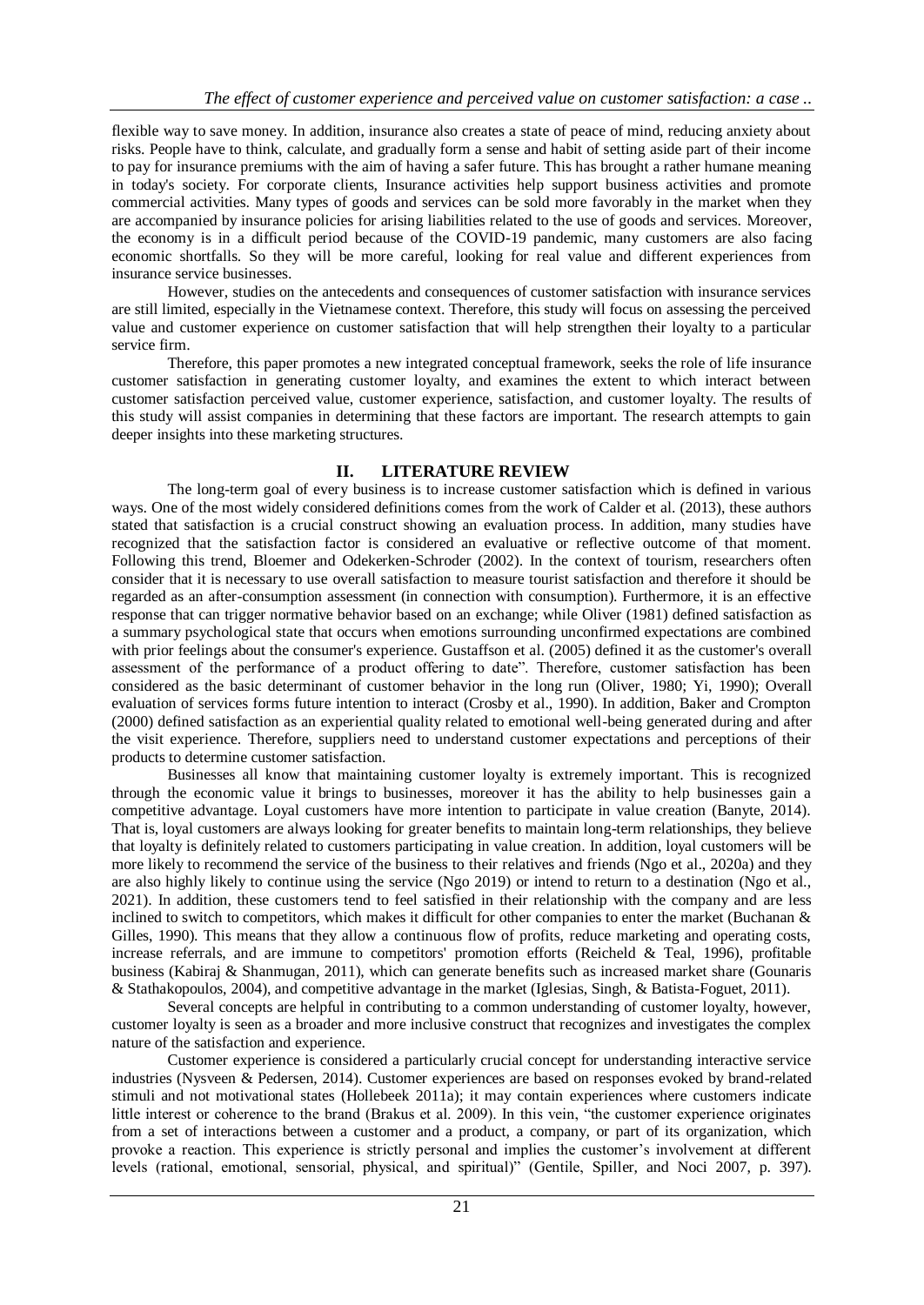flexible way to save money. In addition, insurance also creates a state of peace of mind, reducing anxiety about risks. People have to think, calculate, and gradually form a sense and habit of setting aside part of their income to pay for insurance premiums with the aim of having a safer future. This has brought a rather humane meaning in today's society. For corporate clients, Insurance activities help support business activities and promote commercial activities. Many types of goods and services can be sold more favorably in the market when they are accompanied by insurance policies for arising liabilities related to the use of goods and services. Moreover, the economy is in a difficult period because of the COVID-19 pandemic, many customers are also facing economic shortfalls. So they will be more careful, looking for real value and different experiences from insurance service businesses.

However, studies on the antecedents and consequences of customer satisfaction with insurance services are still limited, especially in the Vietnamese context. Therefore, this study will focus on assessing the perceived value and customer experience on customer satisfaction that will help strengthen their loyalty to a particular service firm.

Therefore, this paper promotes a new integrated conceptual framework, seeks the role of life insurance customer satisfaction in generating customer loyalty, and examines the extent to which interact between customer satisfaction perceived value, customer experience, satisfaction, and customer loyalty. The results of this study will assist companies in determining that these factors are important. The research attempts to gain deeper insights into these marketing structures.

## II. LITERATURE REVIEW

The long-term goal of every business is to increase customer satisfaction which is defined in various ways. One of the most widely considered definitions comes from the work of Calder et al. (2013), these authors stated that satisfaction is a crucial construct showing an evaluation process. In addition, many studies have recognized that the satisfaction factor is considered an evaluative or reflective outcome of that moment. Following this trend, Bloemer and Odekerken-Schroder (2002). In the context of tourism, researchers often consider that it is necessary to use overall satisfaction to measure tourist satisfaction and therefore it should be regarded as an after-consumption assessment (in connection with consumption). Furthermore, it is an effective response that can trigger normative behavior based on an exchange; while Oliver (1981) defined satisfaction as a summary psychological state that occurs when emotions surrounding unconfirmed expectations are combined with prior feelings about the consumer's experience. Gustaffson et al. (2005) defined it as the customer's overall assessment of the performance of a product offering to date". Therefore, customer satisfaction has been considered as the basic determinant of customer behavior in the long run (Oliver, 1980; Yi, 1990); Overall evaluation of services forms future intention to interact (Crosby et al., 1990). In addition, Baker and Crompton (2000) defined satisfaction as an experiential quality related to emotional well-being generated during and after the visit experience. Therefore, suppliers need to understand customer expectations and perceptions of their products to determine customer satisfaction.

Businesses all know that maintaining customer loyalty is extremely important. This is recognized through the economic value it brings to businesses, moreover it has the ability to help businesses gain a competitive advantage. Loyal customers have more intention to participate in value creation (Banyte, 2014). That is, loyal customers are always looking for greater benefits to maintain long-term relationships, they believe that loyalty is definitely related to customers participating in value creation. In addition, loyal customers will be more likely to recommend the service of the business to their relatives and friends (Ngo et al., 2020a) and they are also highly likely to continue using the service (Ngo 2019) or intend to return to a destination (Ngo et al., 2021). In addition, these customers tend to feel satisfied in their relationship with the company and are less inclined to switch to competitors, which makes it difficult for other companies to enter the market (Buchanan & Gilles, 1990). This means that they allow a continuous flow of profits, reduce marketing and operating costs, increase referrals, and are immune to competitors' promotion efforts (Reicheld & Teal, 1996), profitable business (Kabiraj & Shanmugan, 2011), which can generate benefits such as increased market share (Gounaris & Stathakopoulos, 2004), and competitive advantage in the market (Iglesias, Singh, & Batista-Foguet, 2011).

Several concepts are helpful in contributing to a common understanding of customer loyalty, however, customer loyalty is seen as a broader and more inclusive construct that recognizes and investigates the complex nature of the satisfaction and experience.

Customer experience is considered a particularly crucial concept for understanding interactive service industries (Nysveen & Pedersen, 2014). Customer experiences are based on responses evoked by brand-related stimuli and not motivational states (Hollebeek 2011a); it may contain experiences where customers indicate little interest or coherence to the brand (Brakus et al. 2009). In this vein, "the customer experience originates from a set of interactions between a customer and a product, a company, or part of its organization, which provoke a reaction. This experience is strictly personal and implies the customer's involvement at different levels (rational, emotional, sensorial, physical, and spiritual)" (Gentile, Spiller, and Noci 2007, p. 397).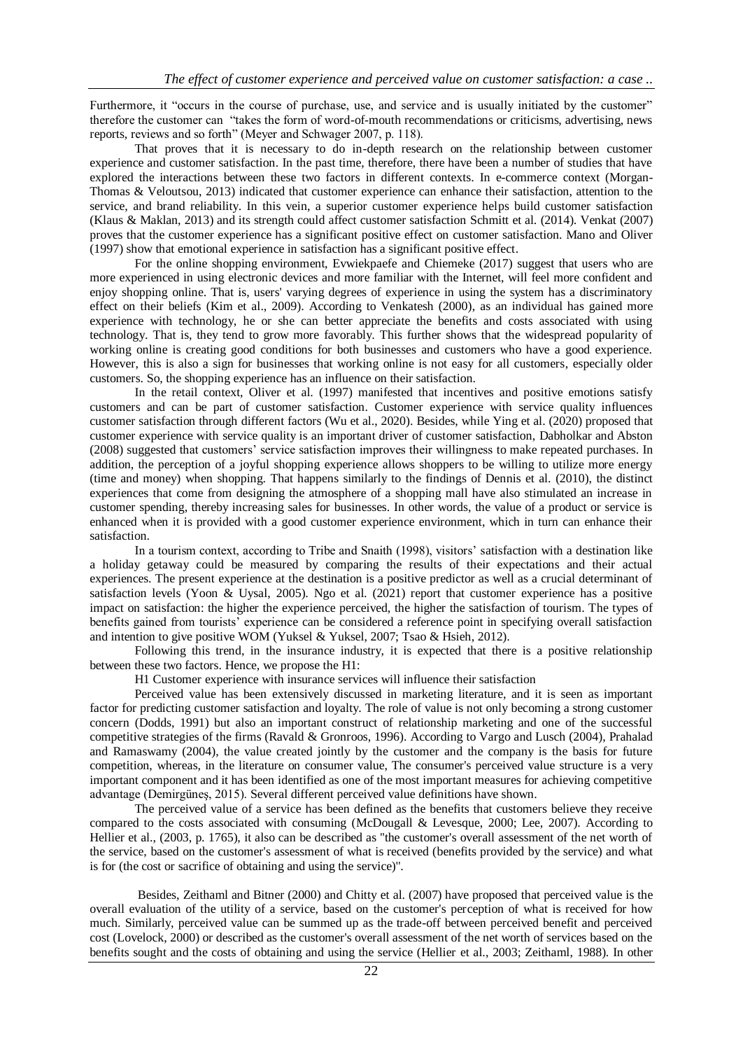Furthermore, it "occurs in the course of purchase, use, and service and is usually initiated by the customer" therefore the customer can "takes the form of word-of-mouth recommendations or criticisms, advertising, news reports, reviews and so forth" (Meyer and Schwager 2007, p. 118).

That proves that it is necessary to do in-depth research on the relationship between customer experience and customer satisfaction. In the past time, therefore, there have been a number of studies that have explored the interactions between these two factors in different contexts. In e-commerce context (Morgan-Thomas & Veloutsou, 2013) indicated that customer experience can enhance their satisfaction, attention to the service, and brand reliability. In this vein, a superior customer experience helps build customer satisfaction (Klaus & Maklan, 2013) and its strength could affect customer satisfaction Schmitt et al. (2014). Venkat (2007) proves that the customer experience has a significant positive effect on customer satisfaction. Mano and Oliver (1997) show that emotional experience in satisfaction has a significant positive effect.

For the online shopping environment, Evwiekpaefe and Chiemeke (2017) suggest that users who are more experienced in using electronic devices and more familiar with the Internet, will feel more confident and enjoy shopping online. That is, users' varying degrees of experience in using the system has a discriminatory effect on their beliefs (Kim et al., 2009). According to Venkatesh (2000), as an individual has gained more experience with technology, he or she can better appreciate the benefits and costs associated with using technology. That is, they tend to grow more favorably. This further shows that the widespread popularity of working online is creating good conditions for both businesses and customers who have a good experience. However, this is also a sign for businesses that working online is not easy for all customers, especially older customers. So, the shopping experience has an influence on their satisfaction.

In the retail context, Oliver et al. (1997) manifested that incentives and positive emotions satisfy customers and can be part of customer satisfaction. Customer experience with service quality influences customer satisfaction through different factors (Wu et al., 2020). Besides, while Ying et al. (2020) proposed that customer experience with service quality is an important driver of customer satisfaction, Dabholkar and Abston (2008) suggested that customers' service satisfaction improves their willingness to make repeated purchases. In addition, the perception of a joyful shopping experience allows shoppers to be willing to utilize more energy (time and money) when shopping. That happens similarly to the findings of Dennis et al. (2010), the distinct experiences that come from designing the atmosphere of a shopping mall have also stimulated an increase in customer spending, thereby increasing sales for businesses. In other words, the value of a product or service is enhanced when it is provided with a good customer experience environment, which in turn can enhance their satisfaction.

In a tourism context, according to Tribe and Snaith (1998), visitors' satisfaction with a destination like a holiday getaway could be measured by comparing the results of their expectations and their actual experiences. The present experience at the destination is a positive predictor as well as a crucial determinant of satisfaction levels (Yoon & Uysal, 2005). Ngo et al. (2021) report that customer experience has a positive impact on satisfaction: the higher the experience perceived, the higher the satisfaction of tourism. The types of benefits gained from tourists' experience can be considered a reference point in specifying overall satisfaction and intention to give positive WOM (Yuksel & Yuksel, 2007; Tsao & Hsieh, 2012).

Following this trend, in the insurance industry, it is expected that there is a positive relationship between these two factors. Hence, we propose the H1:

H1 Customer experience with insurance services will influence their satisfaction

Perceived value has been extensively discussed in marketing literature, and it is seen as important factor for predicting customer satisfaction and loyalty. The role of value is not only becoming a strong customer concern (Dodds, 1991) but also an important construct of relationship marketing and one of the successful competitive strategies of the firms (Ravald & Gronroos, 1996). According to Vargo and Lusch (2004), Prahalad and Ramaswamy (2004), the value created jointly by the customer and the company is the basis for future competition, whereas, in the literature on consumer value, The consumer's perceived value structure is a very important component and it has been identified as one of the most important measures for achieving competitive advantage (Demirgüneş, 2015). Several different perceived value definitions have shown.

The perceived value of a service has been defined as the benefits that customers believe they receive compared to the costs associated with consuming (McDougall & Levesque, 2000; Lee, 2007). According to Hellier et al., (2003, p. 1765), it also can be described as "the customer's overall assessment of the net worth of the service, based on the customer's assessment of what is received (benefits provided by the service) and what is for (the cost or sacrifice of obtaining and using the service)".

Besides, Zeithaml and Bitner (2000) and Chitty et al. (2007) have proposed that perceived value is the overall evaluation of the utility of a service, based on the customer's perception of what is received for how much. Similarly, perceived value can be summed up as the trade-off between perceived benefit and perceived cost (Lovelock, 2000) or described as the customer's overall assessment of the net worth of services based on the benefits sought and the costs of obtaining and using the service (Hellier et al., 2003; Zeithaml, 1988). In other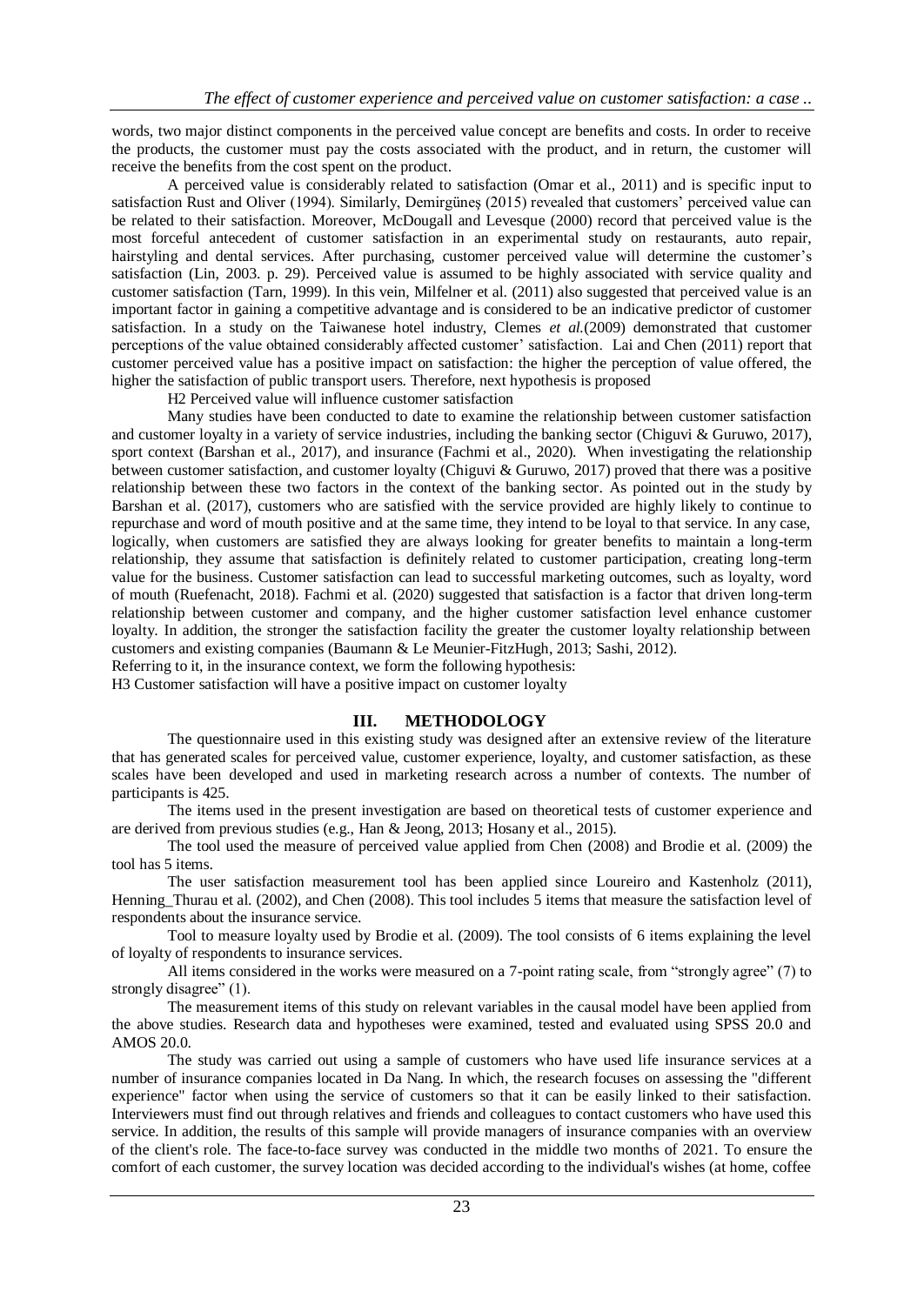words, two major distinct components in the perceived value concept are benefits and costs. In order to receive the products, the customer must pay the costs associated with the product, and in return, the customer will receive the benefits from the cost spent on the product.

A perceived value is considerably related to satisfaction (Omar et al., 2011) and is specific input to satisfaction Rust and Oliver (1994). Similarly, Demirgüneş (2015) revealed that customers' perceived value can be related to their satisfaction. Moreover, McDougall and Levesque (2000) record that perceived value is the most forceful antecedent of customer satisfaction in an experimental study on restaurants, auto repair, hairstyling and dental services. After purchasing, customer perceived value will determine the customer's satisfaction (Lin, 2003. p. 29). Perceived value is assumed to be highly associated with service quality and customer satisfaction (Tarn, 1999). In this vein, Milfelner et al. (2011) also suggested that perceived value is an important factor in gaining a competitive advantage and is considered to be an indicative predictor of customer satisfaction. In a study on the Taiwanese hotel industry, Clemes *et al.*(2009) demonstrated that customer perceptions of the value obtained considerably affected customer' satisfaction. Lai and Chen (2011) report that customer perceived value has a positive impact on satisfaction: the higher the perception of value offered, the higher the satisfaction of public transport users. Therefore, next hypothesis is proposed

H2 Perceived value will influence customer satisfaction

Many studies have been conducted to date to examine the relationship between customer satisfaction and customer loyalty in a variety of service industries, including the banking sector (Chiguvi & Guruwo, 2017), sport context (Barshan et al., 2017), and insurance (Fachmi et al., 2020). When investigating the relationship between customer satisfaction, and customer loyalty (Chiguvi & Guruwo, 2017) proved that there was a positive relationship between these two factors in the context of the banking sector. As pointed out in the study by Barshan et al. (2017), customers who are satisfied with the service provided are highly likely to continue to repurchase and word of mouth positive and at the same time, they intend to be loyal to that service. In any case, logically, when customers are satisfied they are always looking for greater benefits to maintain a long-term relationship, they assume that satisfaction is definitely related to customer participation, creating long-term value for the business. Customer satisfaction can lead to successful marketing outcomes, such as loyalty, word of mouth (Ruefenacht, 2018). Fachmi et al. (2020) suggested that satisfaction is a factor that driven long-term relationship between customer and company, and the higher customer satisfaction level enhance customer loyalty. In addition, the stronger the satisfaction facility the greater the customer loyalty relationship between customers and existing companies (Baumann & Le Meunier-FitzHugh, 2013; Sashi, 2012).

Referring to it, in the insurance context, we form the following hypothesis:

H3 Customer satisfaction will have a positive impact on customer loyalty

## III. METHODOLOGY

The questionnaire used in this existing study was designed after an extensive review of the literature that has generated scales for perceived value, customer experience, loyalty, and customer satisfaction, as these scales have been developed and used in marketing research across a number of contexts. The number of participants is 425.

The items used in the present investigation are based on theoretical tests of customer experience and are derived from previous studies (e.g., Han & Jeong, 2013; Hosany et al., 2015).

The tool used the measure of perceived value applied from Chen (2008) and Brodie et al. (2009) the tool has 5 items.

The user satisfaction measurement tool has been applied since Loureiro and Kastenholz (2011), Henning_Thurau et al. (2002), and Chen (2008). This tool includes 5 items that measure the satisfaction level of respondents about the insurance service.

Tool to measure loyalty used by Brodie et al. (2009). The tool consists of 6 items explaining the level of loyalty of respondents to insurance services.

All items considered in the works were measured on a 7-point rating scale, from "strongly agree" (7) to strongly disagree" (1).

The measurement items of this study on relevant variables in the causal model have been applied from the above studies. Research data and hypotheses were examined, tested and evaluated using SPSS 20.0 and AMOS 20.0.

The study was carried out using a sample of customers who have used life insurance services at a number of insurance companies located in Da Nang. In which, the research focuses on assessing the "different experience" factor when using the service of customers so that it can be easily linked to their satisfaction. Interviewers must find out through relatives and friends and colleagues to contact customers who have used this service. In addition, the results of this sample will provide managers of insurance companies with an overview of the client's role. The face-to-face survey was conducted in the middle two months of 2021. To ensure the comfort of each customer, the survey location was decided according to the individual's wishes (at home, coffee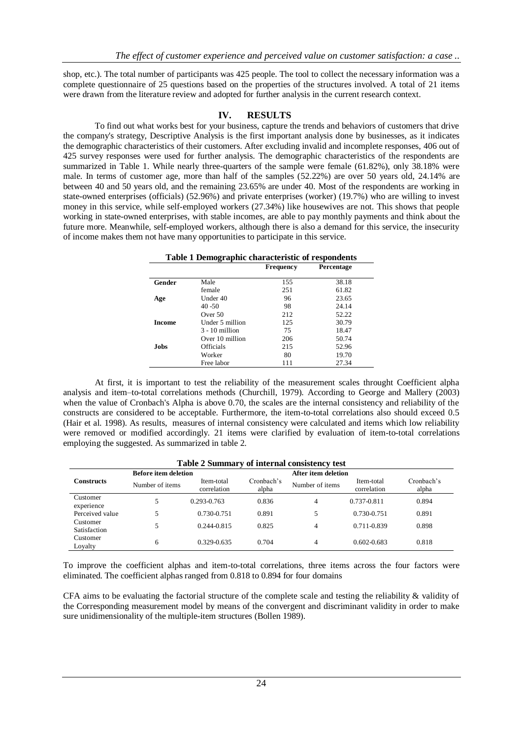shop, etc.). The total number of participants was 425 people. The tool to collect the necessary information was a complete questionnaire of 25 questions based on the properties of the structures involved. A total of 21 items were drawn from the literature review and adopted for further analysis in the current research context.

## IV. RESULTS

To find out what works best for your business, capture the trends and behaviors of customers that drive the company's strategy, Descriptive Analysis is the first important analysis done by businesses, as it indicates the demographic characteristics of their customers. After excluding invalid and incomplete responses, 406 out of 425 survey responses were used for further analysis. The demographic characteristics of the respondents are summarized in Table 1. While nearly three-quarters of the sample were female (61.82%), only 38.18% were male. In terms of customer age, more than half of the samples (52.22%) are over 50 years old, 24.14% are between 40 and 50 years old, and the remaining 23.65% are under 40. Most of the respondents are working in state-owned enterprises (officials) (52.96%) and private enterprises (worker) (19.7%) who are willing to invest money in this service, while self-employed workers (27.34%) like housewives are not. This shows that people working in state-owned enterprises, with stable incomes, are able to pay monthly payments and think about the future more. Meanwhile, self-employed workers, although there is also a demand for this service, the insecurity of income makes them not have many opportunities to participate in this service.

**Table 1 Demographic characteristic of respondents**

| | | Frequency | Percentage |
|---|---|---|---|
| **Gender** | Male | 155 | 38.18 |
| | female | 251 | 61.82 |
| **Age** | Under 40 | 96 | 23.65 |
| | 40 -50 | 98 | 24.14 |
| | Over 50 | 212 | 52.22 |
| **Income** | Under 5 million | 125 | 30.79 |
| | 3 - 10 million | 75 | 18.47 |
| | Over 10 million | 206 | 50.74 |
| **Jobs** | Officials | 215 | 52.96 |
| | Worker | 80 | 19.70 |
| | Free labor | 111 | 27.34 |

At first, it is important to test the reliability of the measurement scales throught Coefficient alpha analysis and item–to-total correlations methods (Churchill, 1979). According to George and Mallery (2003) when the value of Cronbach's Alpha is above 0.70, the scales are the internal consistency and reliability of the constructs are considered to be acceptable. Furthermore, the item-to-total correlations also should exceed 0.5 (Hair et al. 1998). As results, measures of internal consistency were calculated and items which low reliability were removed or modified accordingly. 21 items were clarified by evaluation of item-to-total correlations employing the suggested. As summarized in table 2.

**Table 2 Summary of internal consistency test**

| Constructs | Before item deletion | | | After item deletion | | |
|---|---|---|---|---|---|---|
| | Number of items | Item-total correlation | Cronbach's alpha | Number of items | Item-total correlation | Cronbach's alpha |
| Customer experience | 5 | 0.293-0.763 | 0.836 | 4 | 0.737-0.811 | 0.894 |
| Perceived value | 5 | 0.730-0.751 | 0.891 | 5 | 0.730-0.751 | 0.891 |
| Customer Satisfaction | 5 | 0.244-0.815 | 0.825 | 4 | 0.711-0.839 | 0.898 |
| Customer Loyalty | 6 | 0.329-0.635 | 0.704 | 4 | 0.602-0.683 | 0.818 |

To improve the coefficient alphas and item-to-total correlations, three items across the four factors were eliminated. The coefficient alphas ranged from 0.818 to 0.894 for four domains

CFA aims to be evaluating the factorial structure of the complete scale and testing the reliability & validity of the Corresponding measurement model by means of the convergent and discriminant validity in order to make sure unidimensionality of the multiple-item structures (Bollen 1989).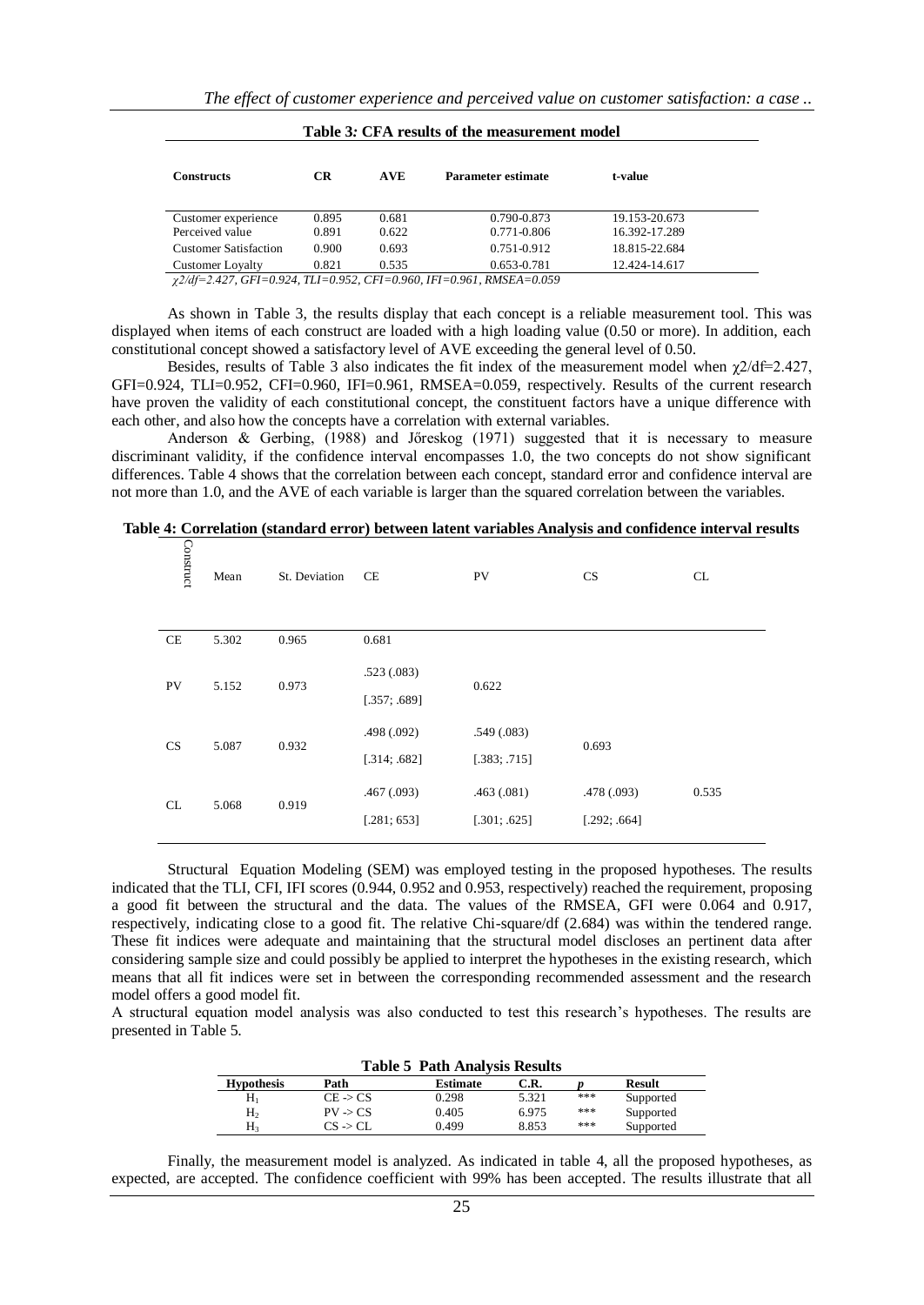**Table 3: CFA results of the measurement model**

| Constructs | CR | AVE | Parameter estimate | t-value |
|---|---|---|---|---|
| Customer experience | 0.895 | 0.681 | 0.790-0.873 | 19.153-20.673 |
| Perceived value | 0.891 | 0.622 | 0.771-0.806 | 16.392-17.289 |
| Customer Satisfaction | 0.900 | 0.693 | 0.751-0.912 | 18.815-22.684 |
| Customer Loyalty | 0.821 | 0.535 | 0.653-0.781 | 12.424-14.617 |

*$\chi 2/df$=2.427, GFI=0.924, TLI=0.952, CFI=0.960, IFI=0.961, RMSEA=0.059*

As shown in Table 3, the results display that each concept is a reliable measurement tool. This was displayed when items of each construct are loaded with a high loading value (0.50 or more). In addition, each constitutional concept showed a satisfactory level of AVE exceeding the general level of 0.50.

Besides, results of Table 3 also indicates the fit index of the measurement model when $\chi 2/df$=2.427, GFI=0.924, TLI=0.952, CFI=0.960, IFI=0.961, RMSEA=0.059, respectively. Results of the current research have proven the validity of each constitutional concept, the constituent factors have a unique difference with each other, and also how the concepts have a correlation with external variables.

Anderson & Gerbing, (1988) and Jőreskog (1971) suggested that it is necessary to measure discriminant validity, if the confidence interval encompasses 1.0, the two concepts do not show significant differences. Table 4 shows that the correlation between each concept, standard error and confidence interval are not more than 1.0, and the AVE of each variable is larger than the squared correlation between the variables.

**Table 4: Correlation (standard error) between latent variables Analysis and confidence interval results**

| Construct | Mean | St. Deviation | CE | PV | CS | CL |
|---|---|---|---|---|---|---|
| CE | 5.302 | 0.965 | 0.681 | | | |
| PV | 5.152 | 0.973 | .523 (.083) [.357; .689] | 0.622 | | |
| CS | 5.087 | 0.932 | .498 (.092) [.314; .682] | .549 (.083) [.383; .715] | 0.693 | |
| CL | 5.068 | 0.919 | .467 (.093) [.281; 653] | .463 (.081) [.301; .625] | .478 (.093) [.292; .664] | 0.535 |

Structural Equation Modeling (SEM) was employed testing in the proposed hypotheses. The results indicated that the TLI, CFI, IFI scores (0.944, 0.952 and 0.953, respectively) reached the requirement, proposing a good fit between the structural and the data. The values of the RMSEA, GFI were 0.064 and 0.917, respectively, indicating close to a good fit. The relative Chi-square/df (2.684) was within the tendered range. These fit indices were adequate and maintaining that the structural model discloses an pertinent data after considering sample size and could possibly be applied to interpret the hypotheses in the existing research, which means that all fit indices were set in between the corresponding recommended assessment and the research model offers a good model fit.

A structural equation model analysis was also conducted to test this research's hypotheses. The results are presented in Table 5.

**Table 5 Path Analysis Results**

| Hypothesis | Path | Estimate | C.R. | *p* | Result |
|---|---|---|---|---|---|
| $H_1$ | CE -> CS | 0.298 | 5.321 | *** | Supported |
| $H_2$ | PV -> CS | 0.405 | 6.975 | *** | Supported |
| $H_3$ | CS -> CL | 0.499 | 8.853 | *** | Supported |

Finally, the measurement model is analyzed. As indicated in table 4, all the proposed hypotheses, as expected, are accepted. The confidence coefficient with 99% has been accepted. The results illustrate that all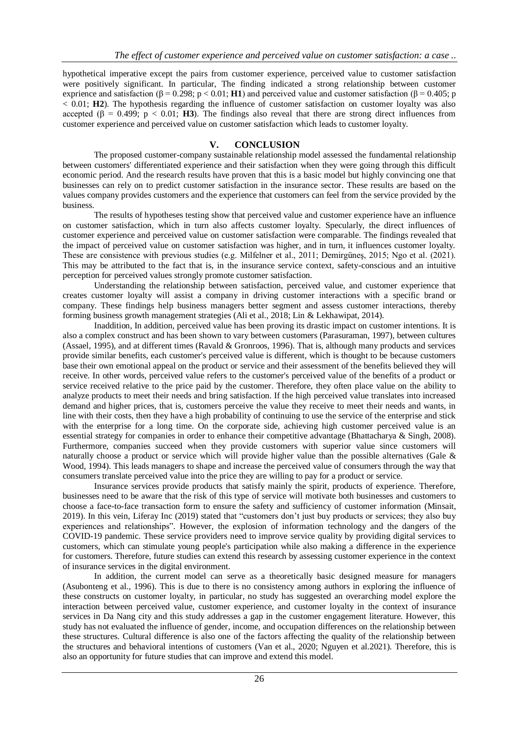hypothetical imperative except the pairs from customer experience, perceived value to customer satisfaction were positively significant. In particular, The finding indicated a strong relationship between customer exprience and satisfaction ($\beta = 0.298$; $p < 0.01$; **H1**) and perceived value and customer satisfaction ($\beta = 0.405$; $p < 0.01$; **H2**). The hypothesis regarding the influence of customer satisfaction on customer loyalty was also accepted ($\beta = 0.499$; $p < 0.01$; **H3**). The findings also reveal that there are strong direct influences from customer experience and perceived value on customer satisfaction which leads to customer loyalty.

## V. CONCLUSION

The proposed customer-company sustainable relationship model assessed the fundamental relationship between customers' differentiated experience and their satisfaction when they were going through this difficult economic period. And the research results have proven that this is a basic model but highly convincing one that businesses can rely on to predict customer satisfaction in the insurance sector. These results are based on the values company provides customers and the experience that customers can feel from the service provided by the business.

The results of hypotheses testing show that perceived value and customer experience have an influence on customer satisfaction, which in turn also affects customer loyalty. Specularly, the direct influences of customer experience and perceived value on customer satisfaction were comparable. The findings revealed that the impact of perceived value on customer satisfaction was higher, and in turn, it influences customer loyalty. These are consistence with previous studies (e.g. Milfelner et al., 2011; Demirgüneş, 2015; Ngo et al. (2021). This may be attributed to the fact that is, in the insurance service context, safety-conscious and an intuitive perception for perceived values strongly promote customer satisfaction.

Understanding the relationship between satisfaction, perceived value, and customer experience that creates customer loyalty will assist a company in driving customer interactions with a specific brand or company. These findings help business managers better segment and assess customer interactions, thereby forming business growth management strategies (Ali et al., 2018; Lin & Lekhawipat, 2014).

Inaddition, In addition, perceived value has been proving its drastic impact on customer intentions. It is also a complex construct and has been shown to vary between customers (Parasuraman, 1997), between cultures (Assael, 1995), and at different times (Ravald & Gronroos, 1996). That is, although many products and services provide similar benefits, each customer's perceived value is different, which is thought to be because customers base their own emotional appeal on the product or service and their assessment of the benefits believed they will receive. In other words, perceived value refers to the customer's perceived value of the benefits of a product or service received relative to the price paid by the customer. Therefore, they often place value on the ability to analyze products to meet their needs and bring satisfaction. If the high perceived value translates into increased demand and higher prices, that is, customers perceive the value they receive to meet their needs and wants, in line with their costs, then they have a high probability of continuing to use the service of the enterprise and stick with the enterprise for a long time. On the corporate side, achieving high customer perceived value is an essential strategy for companies in order to enhance their competitive advantage (Bhattacharya & Singh, 2008). Furthermore, companies succeed when they provide customers with superior value since customers will naturally choose a product or service which will provide higher value than the possible alternatives (Gale & Wood, 1994). This leads managers to shape and increase the perceived value of consumers through the way that consumers translate perceived value into the price they are willing to pay for a product or service.

Insurance services provide products that satisfy mainly the spirit, products of experience. Therefore, businesses need to be aware that the risk of this type of service will motivate both businesses and customers to choose a face-to-face transaction form to ensure the safety and sufficiency of customer information (Minsait, 2019). In this vein, Liferay Inc (2019) stated that "customers don't just buy products or services; they also buy experiences and relationships". However, the explosion of information technology and the dangers of the COVID-19 pandemic. These service providers need to improve service quality by providing digital services to customers, which can stimulate young people's participation while also making a difference in the experience for customers. Therefore, future studies can extend this research by assessing customer experience in the context of insurance services in the digital environment.

In addition, the current model can serve as a theoretically basic designed measure for managers (Asubonteng et al., 1996). This is due to there is no consistency among authors in exploring the influence of these constructs on customer loyalty, in particular, no study has suggested an overarching model explore the interaction between perceived value, customer experience, and customer loyalty in the context of insurance services in Da Nang city and this study addresses a gap in the customer engagement literature. However, this study has not evaluated the influence of gender, income, and occupation differences on the relationship between these structures. Cultural difference is also one of the factors affecting the quality of the relationship between the structures and behavioral intentions of customers (Van et al., 2020; Nguyen et al.2021). Therefore, this is also an opportunity for future studies that can improve and extend this model.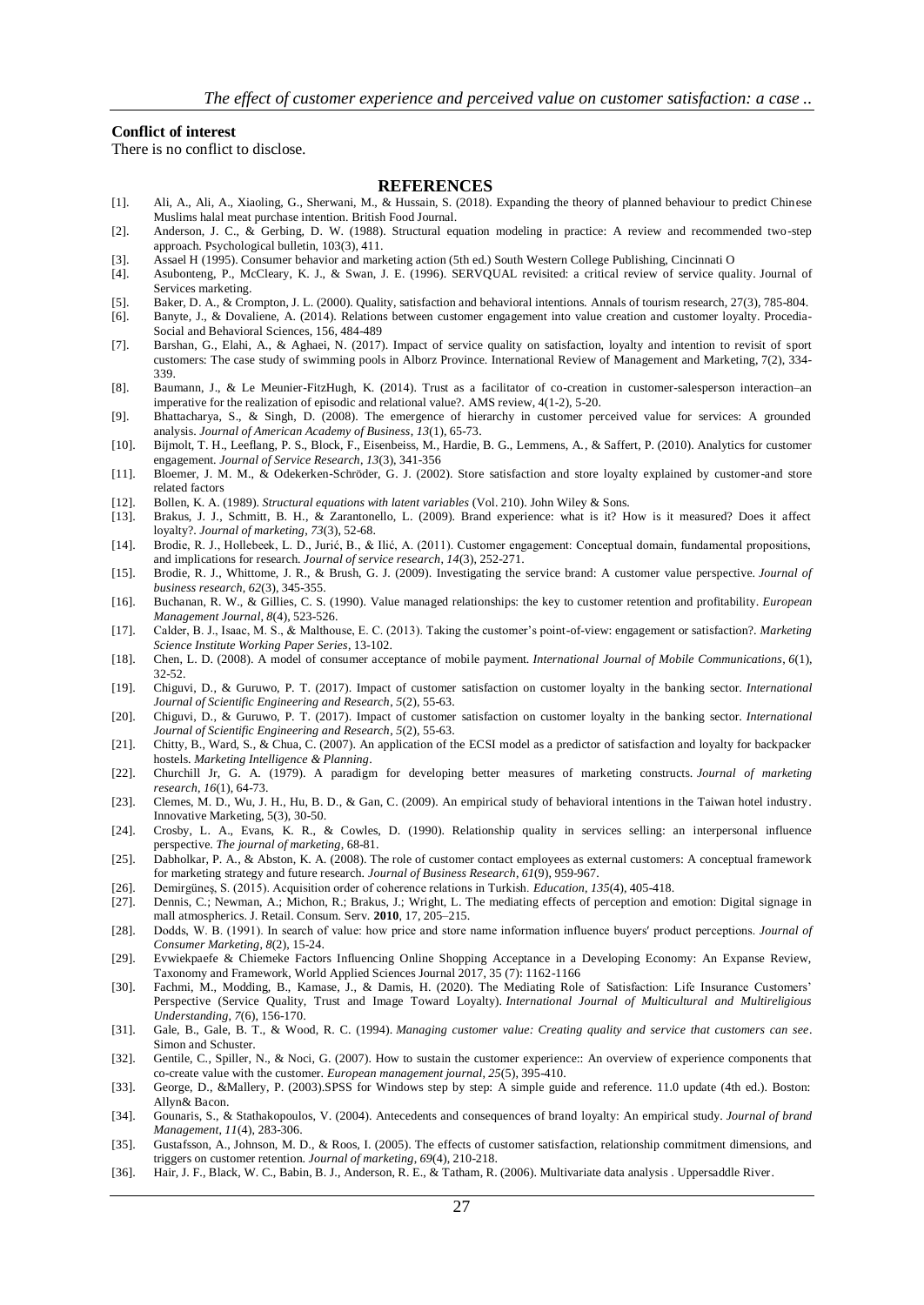**Conflict of interest**

There is no conflict to disclose.

## REFERENCES

[1]. Ali, A., Ali, A., Xiaoling, G., Sherwani, M., & Hussain, S. (2018). Expanding the theory of planned behaviour to predict Chinese Muslims halal meat purchase intention. British Food Journal.

[2]. Anderson, J. C., & Gerbing, D. W. (1988). Structural equation modeling in practice: A review and recommended two-step approach. Psychological bulletin, 103(3), 411.

[3]. Assael H (1995). Consumer behavior and marketing action (5th ed.) South Western College Publishing, Cincinnati O

[4]. Asubonteng, P., McCleary, K. J., & Swan, J. E. (1996). SERVQUAL revisited: a critical review of service quality. Journal of Services marketing.

[5]. Baker, D. A., & Crompton, J. L. (2000). Quality, satisfaction and behavioral intentions. Annals of tourism research, 27(3), 785-804.

[6]. Banyte, J., & Dovaliene, A. (2014). Relations between customer engagement into value creation and customer loyalty. Procedia-Social and Behavioral Sciences, 156, 484-489

[7]. Barshan, G., Elahi, A., & Aghaei, N. (2017). Impact of service quality on satisfaction, loyalty and intention to revisit of sport customers: The case study of swimming pools in Alborz Province. International Review of Management and Marketing, 7(2), 334-339.

[8]. Baumann, J., & Le Meunier-FitzHugh, K. (2014). Trust as a facilitator of co-creation in customer-salesperson interaction–an imperative for the realization of episodic and relational value?. AMS review, 4(1-2), 5-20.

[9]. Bhattacharya, S., & Singh, D. (2008). The emergence of hierarchy in customer perceived value for services: A grounded analysis. *Journal of American Academy of Business*, *13*(1), 65-73.

[10]. Bijmolt, T. H., Leeflang, P. S., Block, F., Eisenbeiss, M., Hardie, B. G., Lemmens, A., & Saffert, P. (2010). Analytics for customer engagement. *Journal of Service Research*, *13*(3), 341-356

[11]. Bloemer, J. M. M., & Odekerken-Schröder, G. J. (2002). Store satisfaction and store loyalty explained by customer-and store related factors

[12]. Bollen, K. A. (1989). *Structural equations with latent variables* (Vol. 210). John Wiley & Sons.

[13]. Brakus, J. J., Schmitt, B. H., & Zarantonello, L. (2009). Brand experience: what is it? How is it measured? Does it affect loyalty?. *Journal of marketing*, *73*(3), 52-68.

[14]. Brodie, R. J., Hollebeek, L. D., Jurić, B., & Ilić, A. (2011). Customer engagement: Conceptual domain, fundamental propositions, and implications for research. *Journal of service research*, *14*(3), 252-271.

[15]. Brodie, R. J., Whittome, J. R., & Brush, G. J. (2009). Investigating the service brand: A customer value perspective. *Journal of business research*, *62*(3), 345-355.

[16]. Buchanan, R. W., & Gillies, C. S. (1990). Value managed relationships: the key to customer retention and profitability. *European Management Journal*, *8*(4), 523-526.

[17]. Calder, B. J., Isaac, M. S., & Malthouse, E. C. (2013). Taking the customer's point-of-view: engagement or satisfaction?. *Marketing Science Institute Working Paper Series*, 13-102.

[18]. Chen, L. D. (2008). A model of consumer acceptance of mobile payment. *International Journal of Mobile Communications*, *6*(1), 32-52.

[19]. Chiguvi, D., & Guruwo, P. T. (2017). Impact of customer satisfaction on customer loyalty in the banking sector. *International Journal of Scientific Engineering and Research*, *5*(2), 55-63.

[20]. Chiguvi, D., & Guruwo, P. T. (2017). Impact of customer satisfaction on customer loyalty in the banking sector. *International Journal of Scientific Engineering and Research*, *5*(2), 55-63.

[21]. Chitty, B., Ward, S., & Chua, C. (2007). An application of the ECSI model as a predictor of satisfaction and loyalty for backpacker hostels. *Marketing Intelligence & Planning*.

[22]. Churchill Jr, G. A. (1979). A paradigm for developing better measures of marketing constructs. *Journal of marketing research*, *16*(1), 64-73.

[23]. Clemes, M. D., Wu, J. H., Hu, B. D., & Gan, C. (2009). An empirical study of behavioral intentions in the Taiwan hotel industry. Innovative Marketing, 5(3), 30-50.

[24]. Crosby, L. A., Evans, K. R., & Cowles, D. (1990). Relationship quality in services selling: an interpersonal influence perspective. *The journal of marketing*, 68-81.

[25]. Dabholkar, P. A., & Abston, K. A. (2008). The role of customer contact employees as external customers: A conceptual framework for marketing strategy and future research. *Journal of Business Research*, *61*(9), 959-967.

[26]. Demirgüneş, S. (2015). Acquisition order of coherence relations in Turkish. *Education*, *135*(4), 405-418.

[27]. Dennis, C.; Newman, A.; Michon, R.; Brakus, J.; Wright, L. The mediating effects of perception and emotion: Digital signage in mall atmospherics. J. Retail. Consum. Serv. **2010**, 17, 205–215.

[28]. Dodds, W. B. (1991). In search of value: how price and store name information influence buyers′ product perceptions. *Journal of Consumer Marketing*, *8*(2), 15-24.

[29]. Evwiekpaefe & Chiemeke Factors Influencing Online Shopping Acceptance in a Developing Economy: An Expanse Review, Taxonomy and Framework, World Applied Sciences Journal 2017, 35 (7): 1162-1166

[30]. Fachmi, M., Modding, B., Kamase, J., & Damis, H. (2020). The Mediating Role of Satisfaction: Life Insurance Customers' Perspective (Service Quality, Trust and Image Toward Loyalty). *International Journal of Multicultural and Multireligious Understanding*, *7*(6), 156-170.

[31]. Gale, B., Gale, B. T., & Wood, R. C. (1994). *Managing customer value: Creating quality and service that customers can see*. Simon and Schuster.

[32]. Gentile, C., Spiller, N., & Noci, G. (2007). How to sustain the customer experience:: An overview of experience components that co-create value with the customer. *European management journal*, *25*(5), 395-410.

[33]. George, D., &Mallery, P. (2003).SPSS for Windows step by step: A simple guide and reference. 11.0 update (4th ed.). Boston: Allyn& Bacon.

[34]. Gounaris, S., & Stathakopoulos, V. (2004). Antecedents and consequences of brand loyalty: An empirical study. *Journal of brand Management*, *11*(4), 283-306.

[35]. Gustafsson, A., Johnson, M. D., & Roos, I. (2005). The effects of customer satisfaction, relationship commitment dimensions, and triggers on customer retention. *Journal of marketing*, *69*(4), 210-218.

[36]. Hair, J. F., Black, W. C., Babin, B. J., Anderson, R. E., & Tatham, R. (2006). Multivariate data analysis . Uppersaddle River.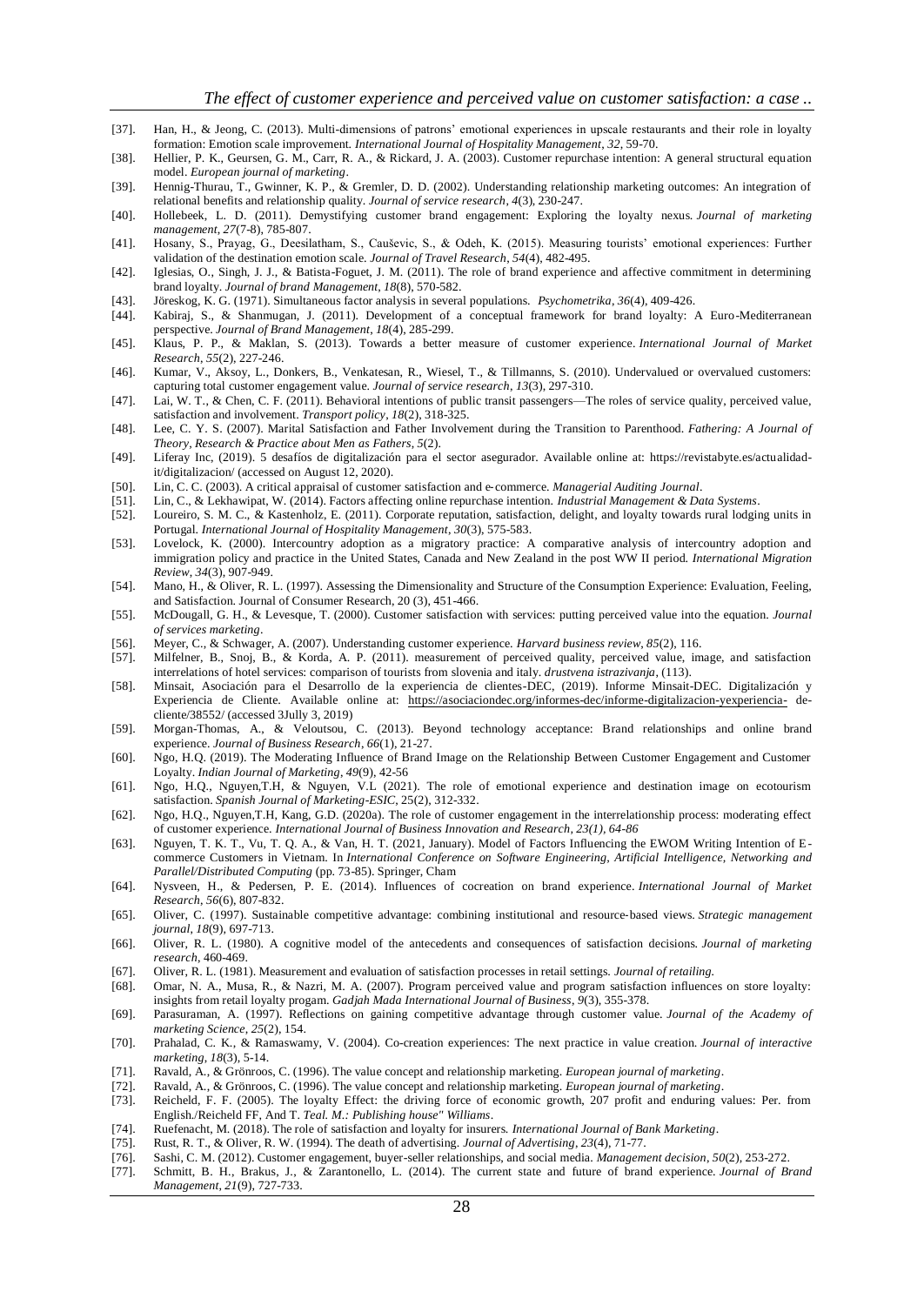[37]. Han, H., & Jeong, C. (2013). Multi-dimensions of patrons' emotional experiences in upscale restaurants and their role in loyalty formation: Emotion scale improvement. *International Journal of Hospitality Management*, *32*, 59-70.

[38]. Hellier, P. K., Geursen, G. M., Carr, R. A., & Rickard, J. A. (2003). Customer repurchase intention: A general structural equation model. *European journal of marketing*.

[39]. Hennig-Thurau, T., Gwinner, K. P., & Gremler, D. D. (2002). Understanding relationship marketing outcomes: An integration of relational benefits and relationship quality. *Journal of service research*, *4*(3), 230-247.

[40]. Hollebeek, L. D. (2011). Demystifying customer brand engagement: Exploring the loyalty nexus. *Journal of marketing management*, *27*(7-8), 785-807.

[41]. Hosany, S., Prayag, G., Deesilatham, S., Caušević, S., & Odeh, K. (2015). Measuring tourists' emotional experiences: Further validation of the destination emotion scale. *Journal of Travel Research*, *54*(4), 482-495.

[42]. Iglesias, O., Singh, J. J., & Batista-Foguet, J. M. (2011). The role of brand experience and affective commitment in determining brand loyalty. *Journal of brand Management*, *18*(8), 570-582.

[43]. Jöreskog, K. G. (1971). Simultaneous factor analysis in several populations. *Psychometrika*, *36*(4), 409-426.

[44]. Kabiraj, S., & Shanmugan, J. (2011). Development of a conceptual framework for brand loyalty: A Euro-Mediterranean perspective. *Journal of Brand Management*, *18*(4), 285-299.

[45]. Klaus, P. P., & Maklan, S. (2013). Towards a better measure of customer experience. *International Journal of Market Research*, *55*(2), 227-246.

[46]. Kumar, V., Aksoy, L., Donkers, B., Venkatesan, R., Wiesel, T., & Tillmanns, S. (2010). Undervalued or overvalued customers: capturing total customer engagement value. *Journal of service research*, *13*(3), 297-310.

[47]. Lai, W. T., & Chen, C. F. (2011). Behavioral intentions of public transit passengers—The roles of service quality, perceived value, satisfaction and involvement. *Transport policy*, *18*(2), 318-325.

[48]. Lee, C. Y. S. (2007). Marital Satisfaction and Father Involvement during the Transition to Parenthood. *Fathering: A Journal of Theory, Research & Practice about Men as Fathers*, *5*(2).

[49]. Liferay Inc, (2019). 5 desafíos de digitalización para el sector asegurador. Available online at: https://revistabyte.es/actualidad-it/digitalizacion/ (accessed on August 12, 2020).

[50]. Lin, C. C. (2003). A critical appraisal of customer satisfaction and e-commerce. *Managerial Auditing Journal*.

[51]. Lin, C., & Lekhawipat, W. (2014). Factors affecting online repurchase intention. *Industrial Management & Data Systems*.

[52]. Loureiro, S. M. C., & Kastenholz, E. (2011). Corporate reputation, satisfaction, delight, and loyalty towards rural lodging units in Portugal. *International Journal of Hospitality Management*, *30*(3), 575-583.

[53]. Lovelock, K. (2000). Intercountry adoption as a migratory practice: A comparative analysis of intercountry adoption and immigration policy and practice in the United States, Canada and New Zealand in the post WW II period. *International Migration Review*, *34*(3), 907-949.

[54]. Mano, H., & Oliver, R. L. (1997). Assessing the Dimensionality and Structure of the Consumption Experience: Evaluation, Feeling, and Satisfaction. Journal of Consumer Research, 20 (3), 451-466.

[55]. McDougall, G. H., & Levesque, T. (2000). Customer satisfaction with services: putting perceived value into the equation. *Journal of services marketing*.

[56]. Meyer, C., & Schwager, A. (2007). Understanding customer experience. *Harvard business review*, *85*(2), 116.

[57]. Milfelner, B., Snoj, B., & Korda, A. P. (2011). measurement of perceived quality, perceived value, image, and satisfaction interrelations of hotel services: comparison of tourists from slovenia and italy. *drustvena istrazivanja*, (113).

[58]. Minsait, Asociación para el Desarrollo de la experiencia de clientes-DEC, (2019). Informe Minsait-DEC. Digitalización y Experiencia de Cliente. Available online at: https://asociaciondec.org/informes-dec/informe-digitalizacion-yexperiencia- de-cliente/38552/ (accessed 3Jully 3, 2019)

[59]. Morgan-Thomas, A., & Veloutsou, C. (2013). Beyond technology acceptance: Brand relationships and online brand experience. *Journal of Business Research*, *66*(1), 21-27.

[60]. Ngo, H.Q. (2019). The Moderating Influence of Brand Image on the Relationship Between Customer Engagement and Customer Loyalty. *Indian Journal of Marketing*, *49*(9), 42-56

[61]. Ngo, H.Q., Nguyen,T.H, & Nguyen, V.L (2021). The role of emotional experience and destination image on ecotourism satisfaction. *Spanish Journal of Marketing-ESIC*, 25(2), 312-332.

[62]. Ngo, H.Q., Nguyen,T.H, Kang, G.D. (2020a). The role of customer engagement in the interrelationship process: moderating effect of customer experience. *International Journal of Business Innovation and Research, 23(1), 64-86*

[63]. Nguyen, T. K. T., Vu, T. Q. A., & Van, H. T. (2021, January). Model of Factors Influencing the EWOM Writing Intention of E-commerce Customers in Vietnam. In *International Conference on Software Engineering, Artificial Intelligence, Networking and Parallel/Distributed Computing* (pp. 73-85). Springer, Cham

[64]. Nysveen, H., & Pedersen, P. E. (2014). Influences of cocreation on brand experience. *International Journal of Market Research*, *56*(6), 807-832.

[65]. Oliver, C. (1997). Sustainable competitive advantage: combining institutional and resource‐based views. *Strategic management journal*, *18*(9), 697-713.

[66]. Oliver, R. L. (1980). A cognitive model of the antecedents and consequences of satisfaction decisions. *Journal of marketing research*, 460-469.

[67]. Oliver, R. L. (1981). Measurement and evaluation of satisfaction processes in retail settings. *Journal of retailing.*

[68]. Omar, N. A., Musa, R., & Nazri, M. A. (2007). Program perceived value and program satisfaction influences on store loyalty: insights from retail loyalty progam. *Gadjah Mada International Journal of Business*, *9*(3), 355-378.

[69]. Parasuraman, A. (1997). Reflections on gaining competitive advantage through customer value. *Journal of the Academy of marketing Science*, *25*(2), 154.

[70]. Prahalad, C. K., & Ramaswamy, V. (2004). Co-creation experiences: The next practice in value creation. *Journal of interactive marketing*, *18*(3), 5-14.

[71]. Ravald, A., & Grönroos, C. (1996). The value concept and relationship marketing. *European journal of marketing*.

[72]. Ravald, A., & Grönroos, C. (1996). The value concept and relationship marketing. *European journal of marketing*.

[73]. Reicheld, F. F. (2005). The loyalty Effect: the driving force of economic growth, 207 profit and enduring values: Per. from English./Reicheld FF, And T. *Teal. M.: Publishing house" Williams*.

[74]. Ruefenacht, M. (2018). The role of satisfaction and loyalty for insurers. *International Journal of Bank Marketing*.

[75]. Rust, R. T., & Oliver, R. W. (1994). The death of advertising. *Journal of Advertising*, *23*(4), 71-77.

[76]. Sashi, C. M. (2012). Customer engagement, buyer-seller relationships, and social media. *Management decision*, *50*(2), 253-272.

[77]. Schmitt, B. H., Brakus, J., & Zarantonello, L. (2014). The current state and future of brand experience. *Journal of Brand Management*, *21*(9), 727-733.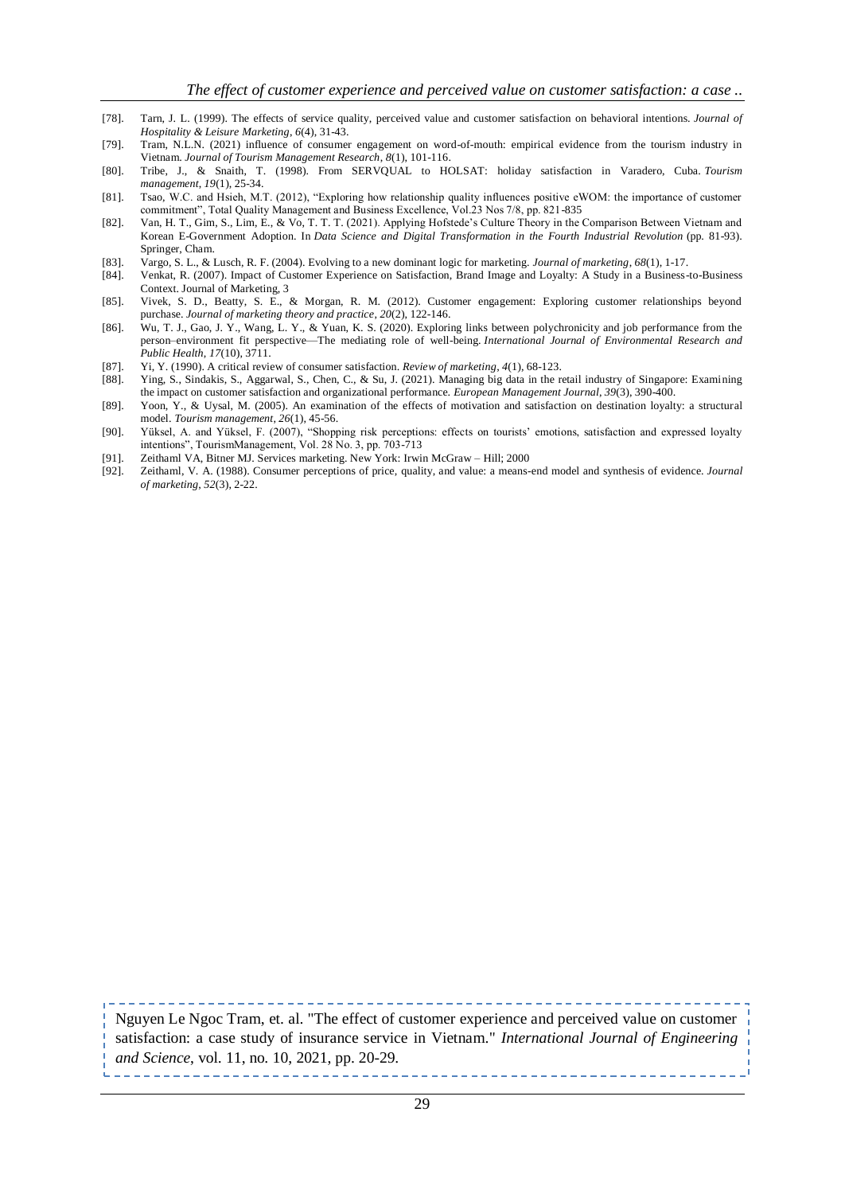[78]. Tarn, J. L. (1999). The effects of service quality, perceived value and customer satisfaction on behavioral intentions. *Journal of Hospitality & Leisure Marketing*, *6*(4), 31-43.

[79]. Tram, N.L.N. (2021) influence of consumer engagement on word-of-mouth: empirical evidence from the tourism industry in Vietnam. *Journal of Tourism Management Research*, *8*(1), 101-116.

[80]. Tribe, J., & Snaith, T. (1998). From SERVQUAL to HOLSAT: holiday satisfaction in Varadero, Cuba. *Tourism management*, *19*(1), 25-34.

[81]. Tsao, W.C. and Hsieh, M.T. (2012), "Exploring how relationship quality influences positive eWOM: the importance of customer commitment", Total Quality Management and Business Excellence, Vol.23 Nos 7/8, pp. 821-835

[82]. Van, H. T., Gim, S., Lim, E., & Vo, T. T. T. (2021). Applying Hofstede's Culture Theory in the Comparison Between Vietnam and Korean E-Government Adoption. In *Data Science and Digital Transformation in the Fourth Industrial Revolution* (pp. 81-93). Springer, Cham.

[83]. Vargo, S. L., & Lusch, R. F. (2004). Evolving to a new dominant logic for marketing. *Journal of marketing*, *68*(1), 1-17.

[84]. Venkat, R. (2007). Impact of Customer Experience on Satisfaction, Brand Image and Loyalty: A Study in a Business-to-Business Context. Journal of Marketing, 3

[85]. Vivek, S. D., Beatty, S. E., & Morgan, R. M. (2012). Customer engagement: Exploring customer relationships beyond purchase. *Journal of marketing theory and practice*, *20*(2), 122-146.

[86]. Wu, T. J., Gao, J. Y., Wang, L. Y., & Yuan, K. S. (2020). Exploring links between polychronicity and job performance from the person–environment fit perspective—The mediating role of well-being. *International Journal of Environmental Research and Public Health*, *17*(10), 3711.

[87]. Yi, Y. (1990). A critical review of consumer satisfaction. *Review of marketing*, *4*(1), 68-123.

[88]. Ying, S., Sindakis, S., Aggarwal, S., Chen, C., & Su, J. (2021). Managing big data in the retail industry of Singapore: Examining the impact on customer satisfaction and organizational performance. *European Management Journal*, *39*(3), 390-400.

[89]. Yoon, Y., & Uysal, M. (2005). An examination of the effects of motivation and satisfaction on destination loyalty: a structural model. *Tourism management*, *26*(1), 45-56.

[90]. Yüksel, A. and Yüksel, F. (2007), "Shopping risk perceptions: effects on tourists' emotions, satisfaction and expressed loyalty intentions", TourismManagement, Vol. 28 No. 3, pp. 703-713

[91]. Zeithaml VA, Bitner MJ. Services marketing. New York: Irwin McGraw – Hill; 2000

[92]. Zeithaml, V. A. (1988). Consumer perceptions of price, quality, and value: a means-end model and synthesis of evidence. *Journal of marketing*, *52*(3), 2-22.

Nguyen Le Ngoc Tram, et. al. "The effect of customer experience and perceived value on customer satisfaction: a case study of insurance service in Vietnam." *International Journal of Engineering and Science*, vol. 11, no. 10, 2021, pp. 20-29.